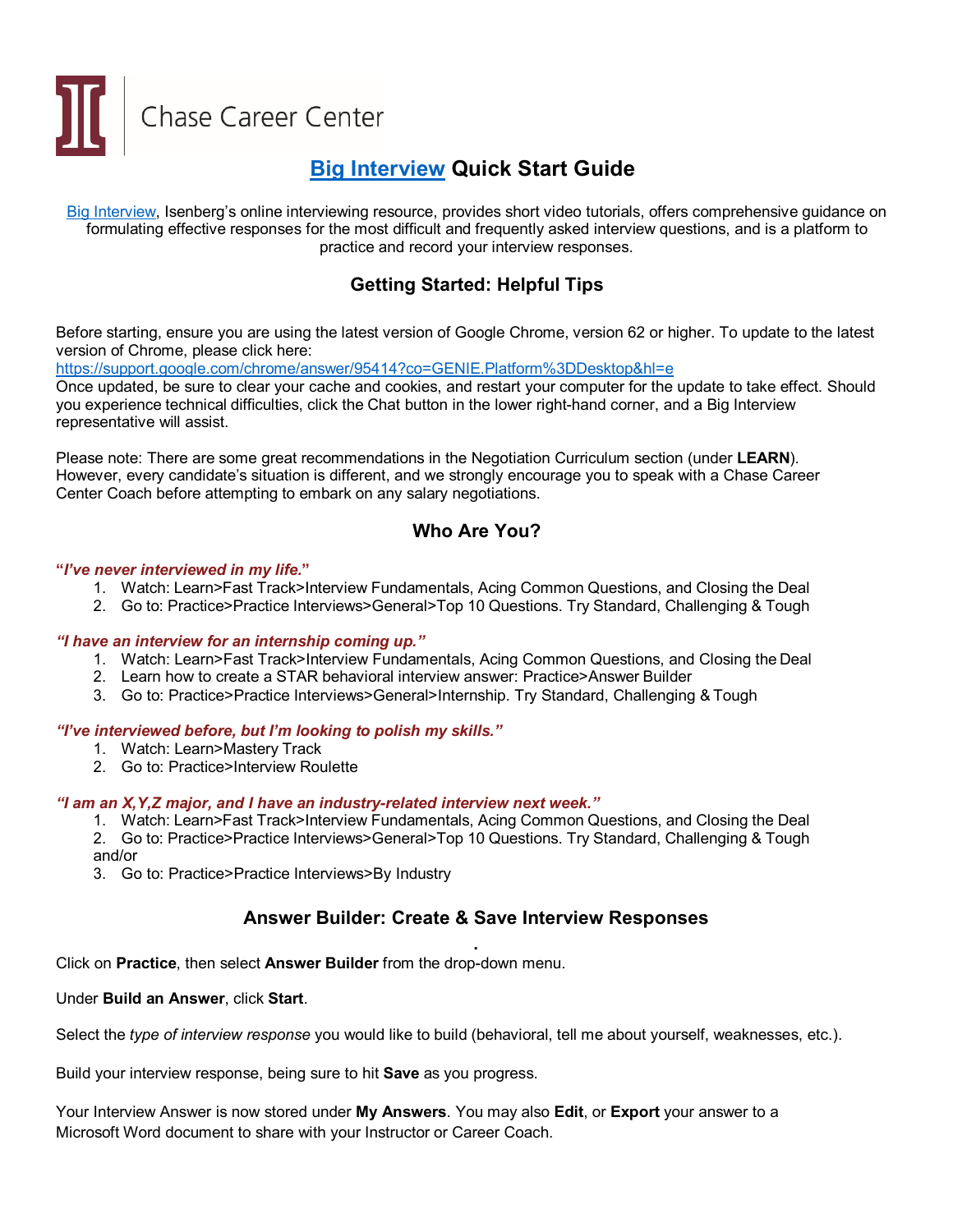Chase Career Center

# [Big Interview](#) Quick Start Guide

Big Interview, Isenberg's online interviewing resource, provides short video tutorials, offers comprehensive guidance on formulating effective responses for the most difficult and frequently asked interview questions, and is a platform to practice and record your interview responses.

## Getting Started: Helpful Tips

Before starting, ensure you are using the latest version of Google Chrome, version 62 or higher. To update to the latest version of Chrome, please click here:
https://support.google.com/chrome/answer/95414?co=GENIE.Platform%3DDesktop&hl=e
Once updated, be sure to clear your cache and cookies, and restart your computer for the update to take effect. Should you experience technical difficulties, click the Chat button in the lower right-hand corner, and a Big Interview representative will assist.

Please note: There are some great recommendations in the Negotiation Curriculum section (under **LEARN**). However, every candidate's situation is different, and we strongly encourage you to speak with a Chase Career Center Coach before attempting to embark on any salary negotiations.

## Who Are You?

***"I've never interviewed in my life."***

1. Watch: Learn>Fast Track>Interview Fundamentals, Acing Common Questions, and Closing the Deal
2. Go to: Practice>Practice Interviews>General>Top 10 Questions. Try Standard, Challenging & Tough

***"I have an interview for an internship coming up."***

1. Watch: Learn>Fast Track>Interview Fundamentals, Acing Common Questions, and Closing the Deal
2. Learn how to create a STAR behavioral interview answer: Practice>Answer Builder
3. Go to: Practice>Practice Interviews>General>Internship. Try Standard, Challenging & Tough

***"I've interviewed before, but I'm looking to polish my skills."***

1. Watch: Learn>Mastery Track
2. Go to: Practice>Interview Roulette

***"I am an X,Y,Z major, and I have an industry-related interview next week."***

1. Watch: Learn>Fast Track>Interview Fundamentals, Acing Common Questions, and Closing the Deal
2. Go to: Practice>Practice Interviews>General>Top 10 Questions. Try Standard, Challenging & Tough and/or
3. Go to: Practice>Practice Interviews>By Industry

## Answer Builder: Create & Save Interview Responses

Click on **Practice**, then select **Answer Builder** from the drop-down menu.

Under **Build an Answer**, click **Start**.

Select the *type of interview response* you would like to build (behavioral, tell me about yourself, weaknesses, etc.).

Build your interview response, being sure to hit **Save** as you progress.

Your Interview Answer is now stored under **My Answers**. You may also **Edit**, or **Export** your answer to a Microsoft Word document to share with your Instructor or Career Coach.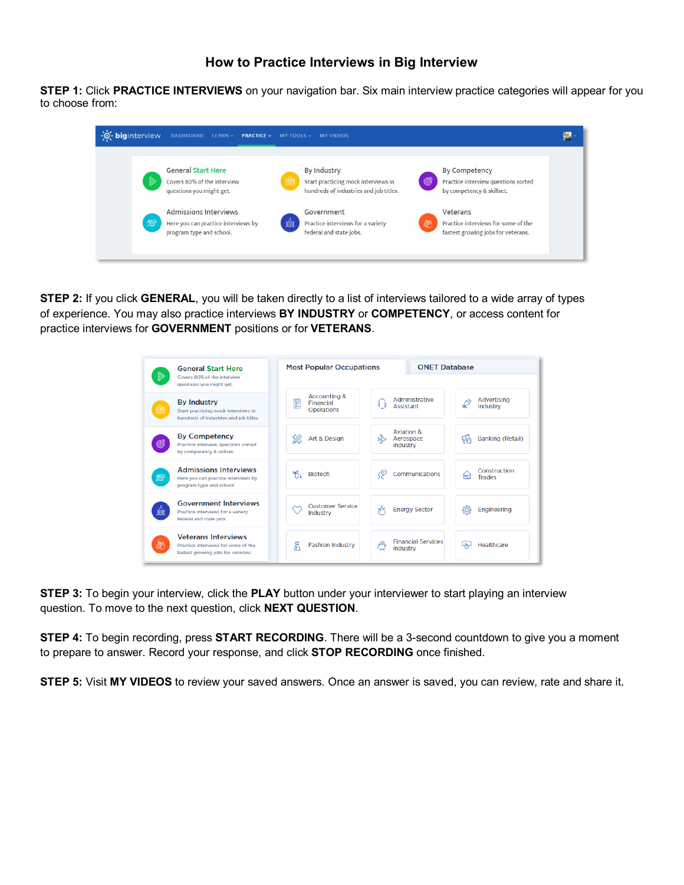# How to Practice Interviews in Big Interview

**STEP 1:** Click **PRACTICE INTERVIEWS** on your navigation bar. Six main interview practice categories will appear for you to choose from:

**STEP 2:** If you click **GENERAL**, you will be taken directly to a list of interviews tailored to a wide array of types of experience. You may also practice interviews **BY INDUSTRY** or **COMPETENCY**, or access content for practice interviews for **GOVERNMENT** positions or for **VETERANS**.

**STEP 3:** To begin your interview, click the **PLAY** button under your interviewer to start playing an interview question. To move to the next question, click **NEXT QUESTION**.

**STEP 4:** To begin recording, press **START RECORDING**. There will be a 3-second countdown to give you a moment to prepare to answer. Record your response, and click **STOP RECORDING** once finished.

**STEP 5:** Visit **MY VIDEOS** to review your saved answers. Once an answer is saved, you can review, rate and share it.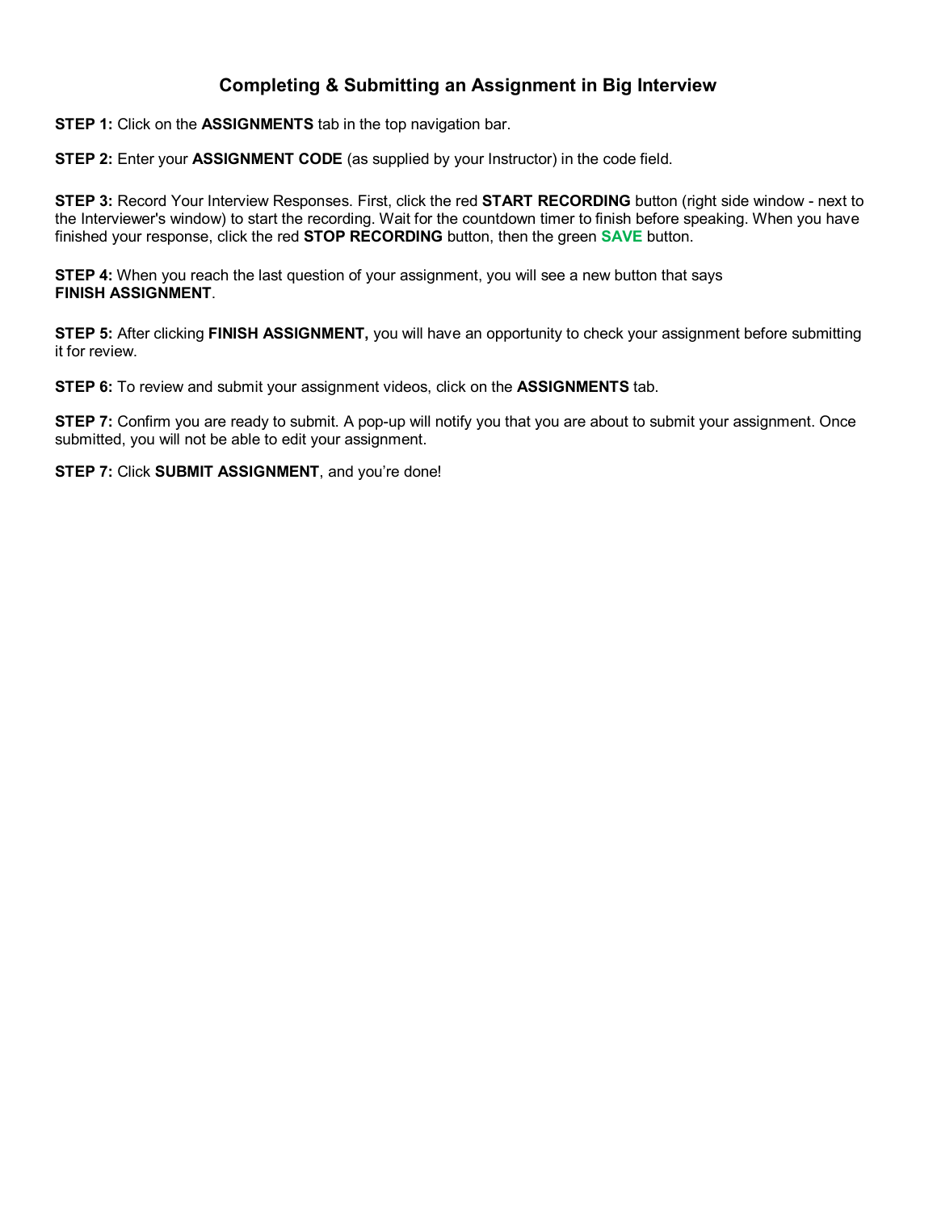## Completing & Submitting an Assignment in Big Interview

**STEP 1:** Click on the **ASSIGNMENTS** tab in the top navigation bar.

**STEP 2:** Enter your **ASSIGNMENT CODE** (as supplied by your Instructor) in the code field.

**STEP 3:** Record Your Interview Responses. First, click the red **START RECORDING** button (right side window - next to the Interviewer's window) to start the recording. Wait for the countdown timer to finish before speaking. When you have finished your response, click the red **STOP RECORDING** button, then the green **SAVE** button.

**STEP 4:** When you reach the last question of your assignment, you will see a new button that says **FINISH ASSIGNMENT**.

**STEP 5:** After clicking **FINISH ASSIGNMENT,** you will have an opportunity to check your assignment before submitting it for review.

**STEP 6:** To review and submit your assignment videos, click on the **ASSIGNMENTS** tab.

**STEP 7:** Confirm you are ready to submit. A pop-up will notify you that you are about to submit your assignment. Once submitted, you will not be able to edit your assignment.

**STEP 7:** Click **SUBMIT ASSIGNMENT**, and you're done!